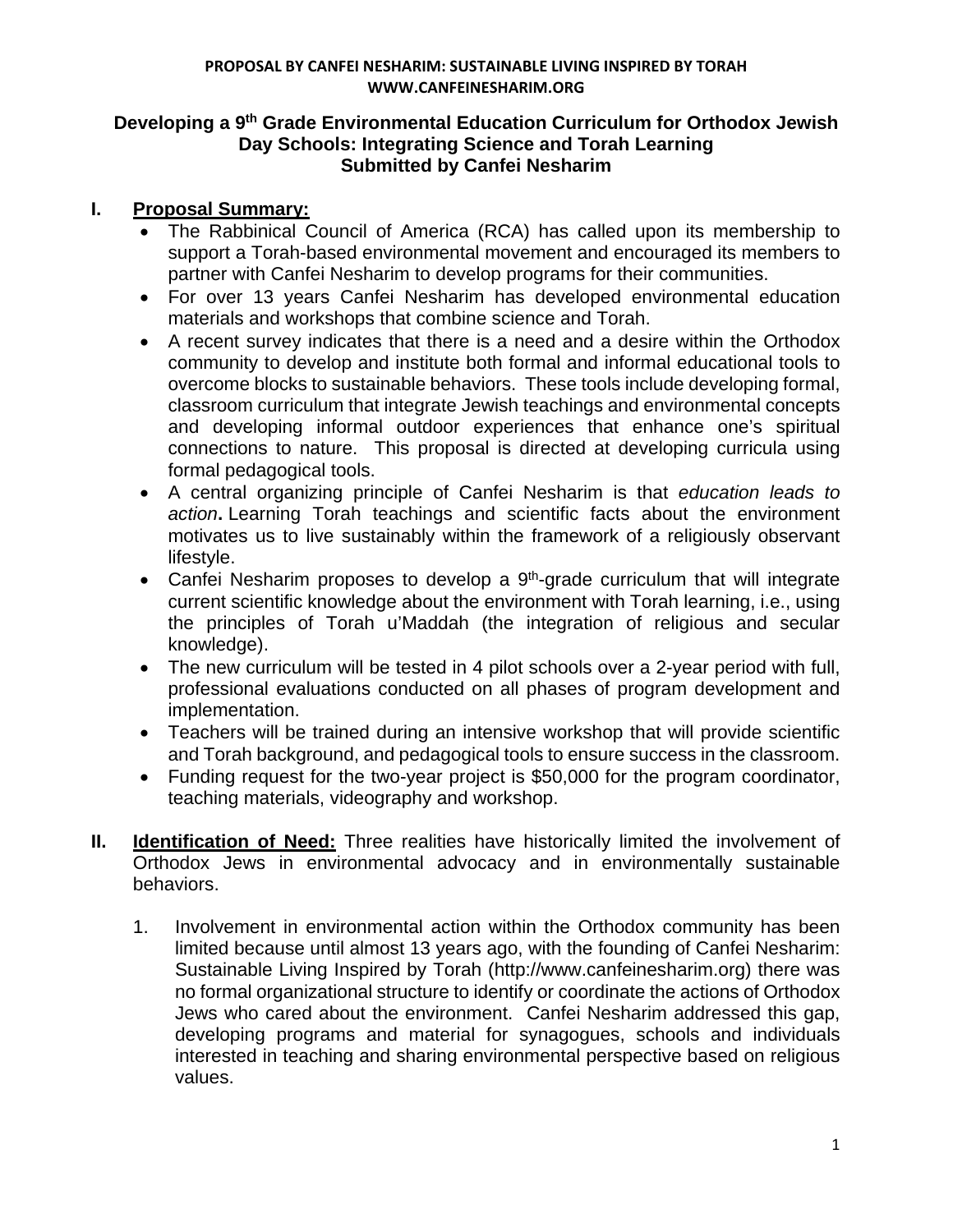**PROPOSAL BY CANFEI NESHARIM: SUSTAINABLE LIVING INSPIRED BY TORAH**
**WWW.CANFEINESHARIM.ORG**

# Developing a 9th Grade Environmental Education Curriculum for Orthodox Jewish Day Schools: Integrating Science and Torah Learning
**Submitted by Canfei Nesharim**

## I. Proposal Summary:

- The Rabbinical Council of America (RCA) has called upon its membership to support a Torah-based environmental movement and encouraged its members to partner with Canfei Nesharim to develop programs for their communities.
- For over 13 years Canfei Nesharim has developed environmental education materials and workshops that combine science and Torah.
- A recent survey indicates that there is a need and a desire within the Orthodox community to develop and institute both formal and informal educational tools to overcome blocks to sustainable behaviors. These tools include developing formal, classroom curriculum that integrate Jewish teachings and environmental concepts and developing informal outdoor experiences that enhance one's spiritual connections to nature. This proposal is directed at developing curricula using formal pedagogical tools.
- A central organizing principle of Canfei Nesharim is that *education leads to action*. Learning Torah teachings and scientific facts about the environment motivates us to live sustainably within the framework of a religiously observant lifestyle.
- Canfei Nesharim proposes to develop a 9th-grade curriculum that will integrate current scientific knowledge about the environment with Torah learning, i.e., using the principles of Torah u'Maddah (the integration of religious and secular knowledge).
- The new curriculum will be tested in 4 pilot schools over a 2-year period with full, professional evaluations conducted on all phases of program development and implementation.
- Teachers will be trained during an intensive workshop that will provide scientific and Torah background, and pedagogical tools to ensure success in the classroom.
- Funding request for the two-year project is $50,000 for the program coordinator, teaching materials, videography and workshop.

## II. Identification of Need:

Three realities have historically limited the involvement of Orthodox Jews in environmental advocacy and in environmentally sustainable behaviors.

1. Involvement in environmental action within the Orthodox community has been limited because until almost 13 years ago, with the founding of Canfei Nesharim: Sustainable Living Inspired by Torah (http://www.canfeinesharim.org) there was no formal organizational structure to identify or coordinate the actions of Orthodox Jews who cared about the environment. Canfei Nesharim addressed this gap, developing programs and material for synagogues, schools and individuals interested in teaching and sharing environmental perspective based on religious values.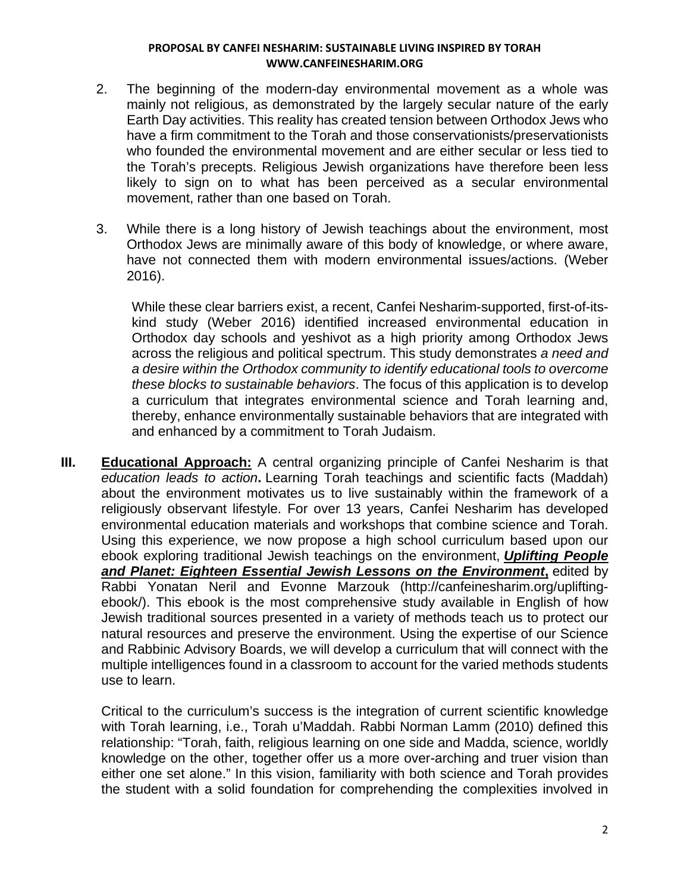2. The beginning of the modern-day environmental movement as a whole was mainly not religious, as demonstrated by the largely secular nature of the early Earth Day activities. This reality has created tension between Orthodox Jews who have a firm commitment to the Torah and those conservationists/preservationists who founded the environmental movement and are either secular or less tied to the Torah's precepts. Religious Jewish organizations have therefore been less likely to sign on to what has been perceived as a secular environmental movement, rather than one based on Torah.

3. While there is a long history of Jewish teachings about the environment, most Orthodox Jews are minimally aware of this body of knowledge, or where aware, have not connected them with modern environmental issues/actions. (Weber 2016).

   While these clear barriers exist, a recent, Canfei Nesharim-supported, first-of-its-kind study (Weber 2016) identified increased environmental education in Orthodox day schools and yeshivot as a high priority among Orthodox Jews across the religious and political spectrum. This study demonstrates *a need and a desire within the Orthodox community to identify educational tools to overcome these blocks to sustainable behaviors*. The focus of this application is to develop a curriculum that integrates environmental science and Torah learning and, thereby, enhance environmentally sustainable behaviors that are integrated with and enhanced by a commitment to Torah Judaism.

**III. Educational Approach:** A central organizing principle of Canfei Nesharim is that *education leads to action***.** Learning Torah teachings and scientific facts (Maddah) about the environment motivates us to live sustainably within the framework of a religiously observant lifestyle. For over 13 years, Canfei Nesharim has developed environmental education materials and workshops that combine science and Torah. Using this experience, we now propose a high school curriculum based upon our ebook exploring traditional Jewish teachings on the environment, ***Uplifting People and Planet: Eighteen Essential Jewish Lessons on the Environment*,** edited by Rabbi Yonatan Neril and Evonne Marzouk (http://canfeinesharim.org/uplifting-ebook/). This ebook is the most comprehensive study available in English of how Jewish traditional sources presented in a variety of methods teach us to protect our natural resources and preserve the environment. Using the expertise of our Science and Rabbinic Advisory Boards, we will develop a curriculum that will connect with the multiple intelligences found in a classroom to account for the varied methods students use to learn.

Critical to the curriculum's success is the integration of current scientific knowledge with Torah learning, i.e., Torah u'Maddah. Rabbi Norman Lamm (2010) defined this relationship: "Torah, faith, religious learning on one side and Madda, science, worldly knowledge on the other, together offer us a more over-arching and truer vision than either one set alone." In this vision, familiarity with both science and Torah provides the student with a solid foundation for comprehending the complexities involved in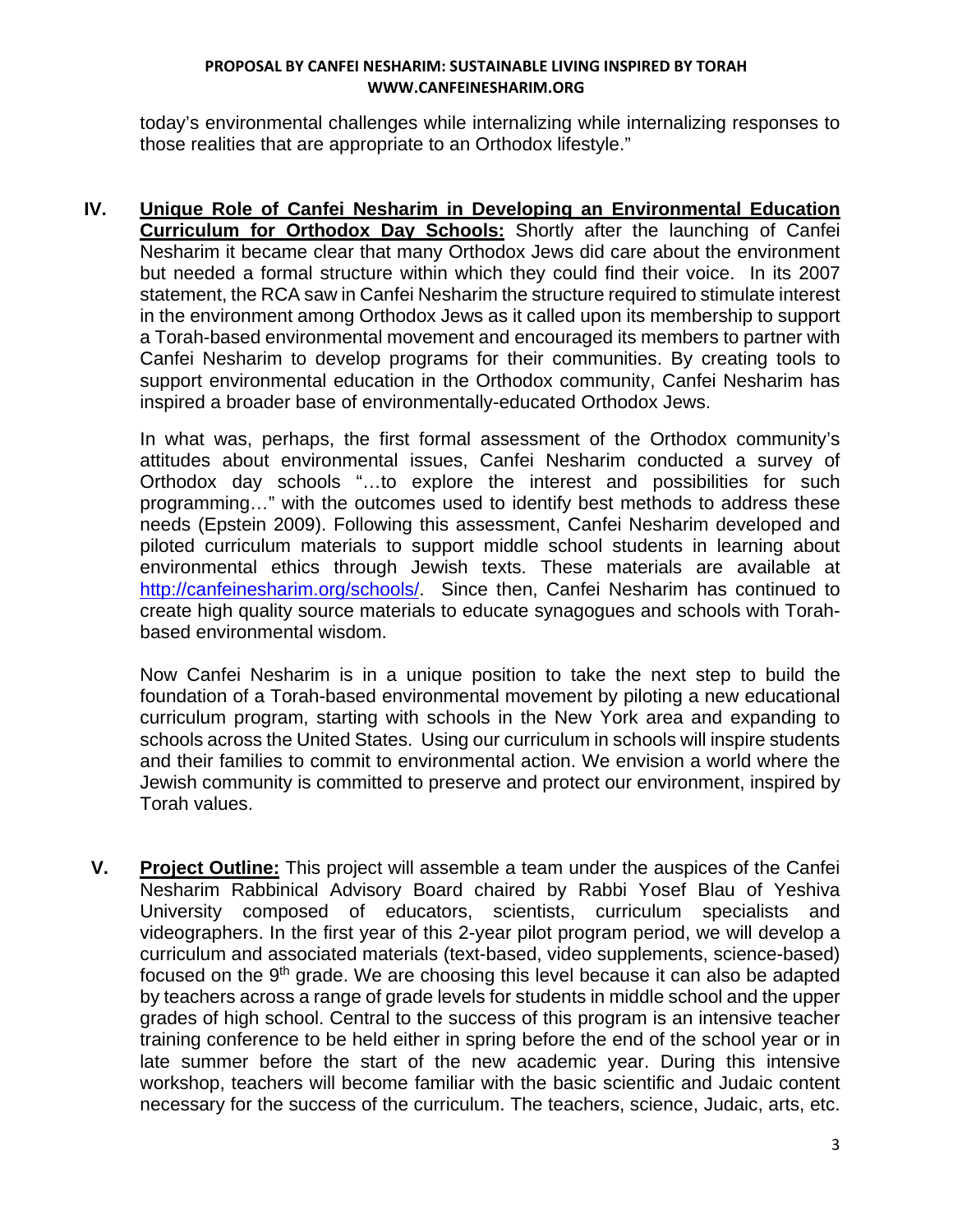today's environmental challenges while internalizing while internalizing responses to those realities that are appropriate to an Orthodox lifestyle."

**IV. Unique Role of Canfei Nesharim in Developing an Environmental Education Curriculum for Orthodox Day Schools:** Shortly after the launching of Canfei Nesharim it became clear that many Orthodox Jews did care about the environment but needed a formal structure within which they could find their voice. In its 2007 statement, the RCA saw in Canfei Nesharim the structure required to stimulate interest in the environment among Orthodox Jews as it called upon its membership to support a Torah-based environmental movement and encouraged its members to partner with Canfei Nesharim to develop programs for their communities. By creating tools to support environmental education in the Orthodox community, Canfei Nesharim has inspired a broader base of environmentally-educated Orthodox Jews.

In what was, perhaps, the first formal assessment of the Orthodox community's attitudes about environmental issues, Canfei Nesharim conducted a survey of Orthodox day schools "…to explore the interest and possibilities for such programming…" with the outcomes used to identify best methods to address these needs (Epstein 2009). Following this assessment, Canfei Nesharim developed and piloted curriculum materials to support middle school students in learning about environmental ethics through Jewish texts. These materials are available at http://canfeinesharim.org/schools/. Since then, Canfei Nesharim has continued to create high quality source materials to educate synagogues and schools with Torah-based environmental wisdom.

Now Canfei Nesharim is in a unique position to take the next step to build the foundation of a Torah-based environmental movement by piloting a new educational curriculum program, starting with schools in the New York area and expanding to schools across the United States. Using our curriculum in schools will inspire students and their families to commit to environmental action. We envision a world where the Jewish community is committed to preserve and protect our environment, inspired by Torah values.

**V. Project Outline:** This project will assemble a team under the auspices of the Canfei Nesharim Rabbinical Advisory Board chaired by Rabbi Yosef Blau of Yeshiva University composed of educators, scientists, curriculum specialists and videographers. In the first year of this 2-year pilot program period, we will develop a curriculum and associated materials (text-based, video supplements, science-based) focused on the 9th grade. We are choosing this level because it can also be adapted by teachers across a range of grade levels for students in middle school and the upper grades of high school. Central to the success of this program is an intensive teacher training conference to be held either in spring before the end of the school year or in late summer before the start of the new academic year. During this intensive workshop, teachers will become familiar with the basic scientific and Judaic content necessary for the success of the curriculum. The teachers, science, Judaic, arts, etc.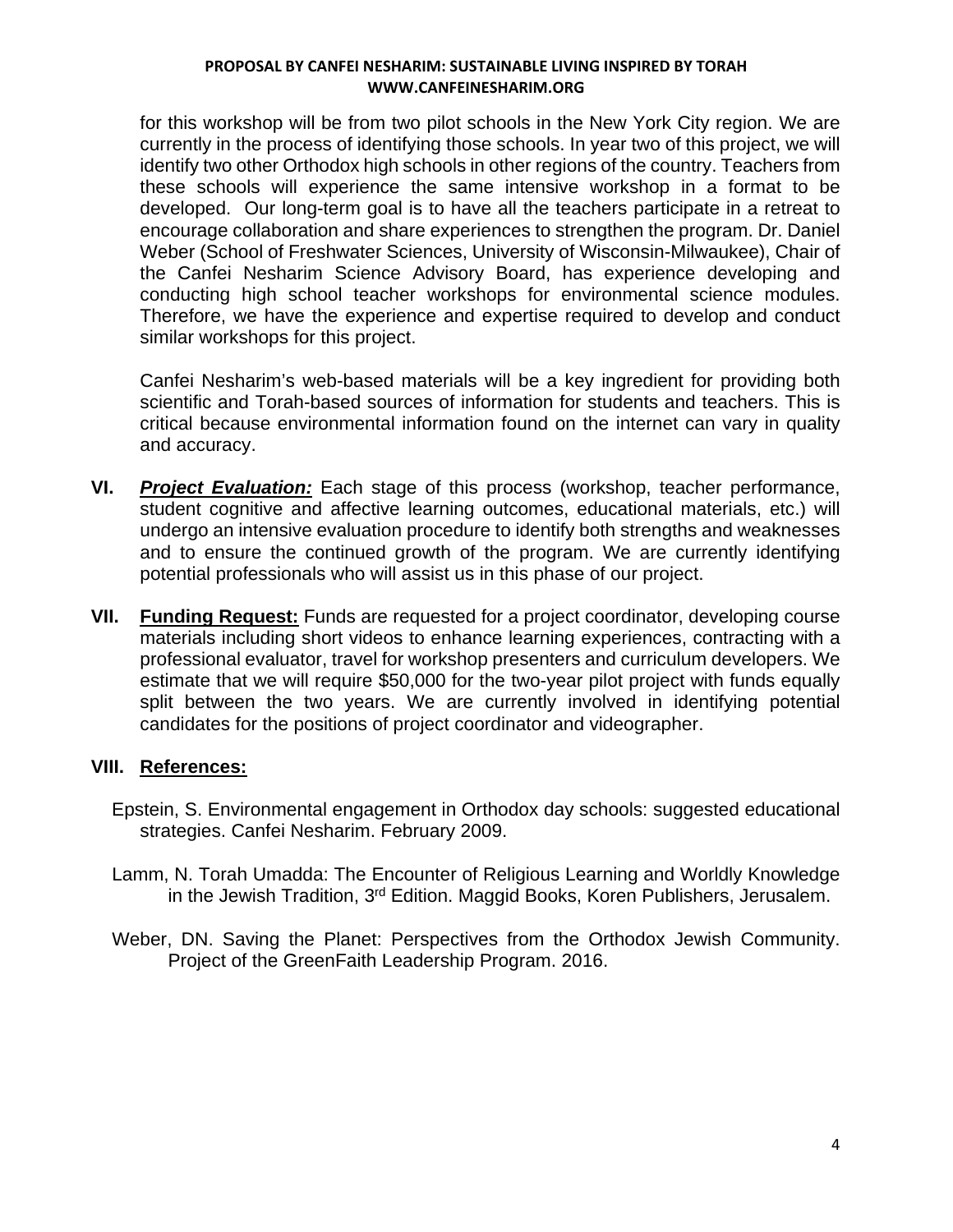for this workshop will be from two pilot schools in the New York City region. We are currently in the process of identifying those schools. In year two of this project, we will identify two other Orthodox high schools in other regions of the country. Teachers from these schools will experience the same intensive workshop in a format to be developed. Our long-term goal is to have all the teachers participate in a retreat to encourage collaboration and share experiences to strengthen the program. Dr. Daniel Weber (School of Freshwater Sciences, University of Wisconsin-Milwaukee), Chair of the Canfei Nesharim Science Advisory Board, has experience developing and conducting high school teacher workshops for environmental science modules. Therefore, we have the experience and expertise required to develop and conduct similar workshops for this project.

Canfei Nesharim's web-based materials will be a key ingredient for providing both scientific and Torah-based sources of information for students and teachers. This is critical because environmental information found on the internet can vary in quality and accuracy.

**VI.** ***Project Evaluation:*** Each stage of this process (workshop, teacher performance, student cognitive and affective learning outcomes, educational materials, etc.) will undergo an intensive evaluation procedure to identify both strengths and weaknesses and to ensure the continued growth of the program. We are currently identifying potential professionals who will assist us in this phase of our project.

**VII.** **Funding Request:** Funds are requested for a project coordinator, developing course materials including short videos to enhance learning experiences, contracting with a professional evaluator, travel for workshop presenters and curriculum developers. We estimate that we will require $50,000 for the two-year pilot project with funds equally split between the two years. We are currently involved in identifying potential candidates for the positions of project coordinator and videographer.

## VIII. References:

Epstein, S. Environmental engagement in Orthodox day schools: suggested educational strategies. Canfei Nesharim. February 2009.

Lamm, N. Torah Umadda: The Encounter of Religious Learning and Worldly Knowledge in the Jewish Tradition, 3rd Edition. Maggid Books, Koren Publishers, Jerusalem.

Weber, DN. Saving the Planet: Perspectives from the Orthodox Jewish Community. Project of the GreenFaith Leadership Program. 2016.